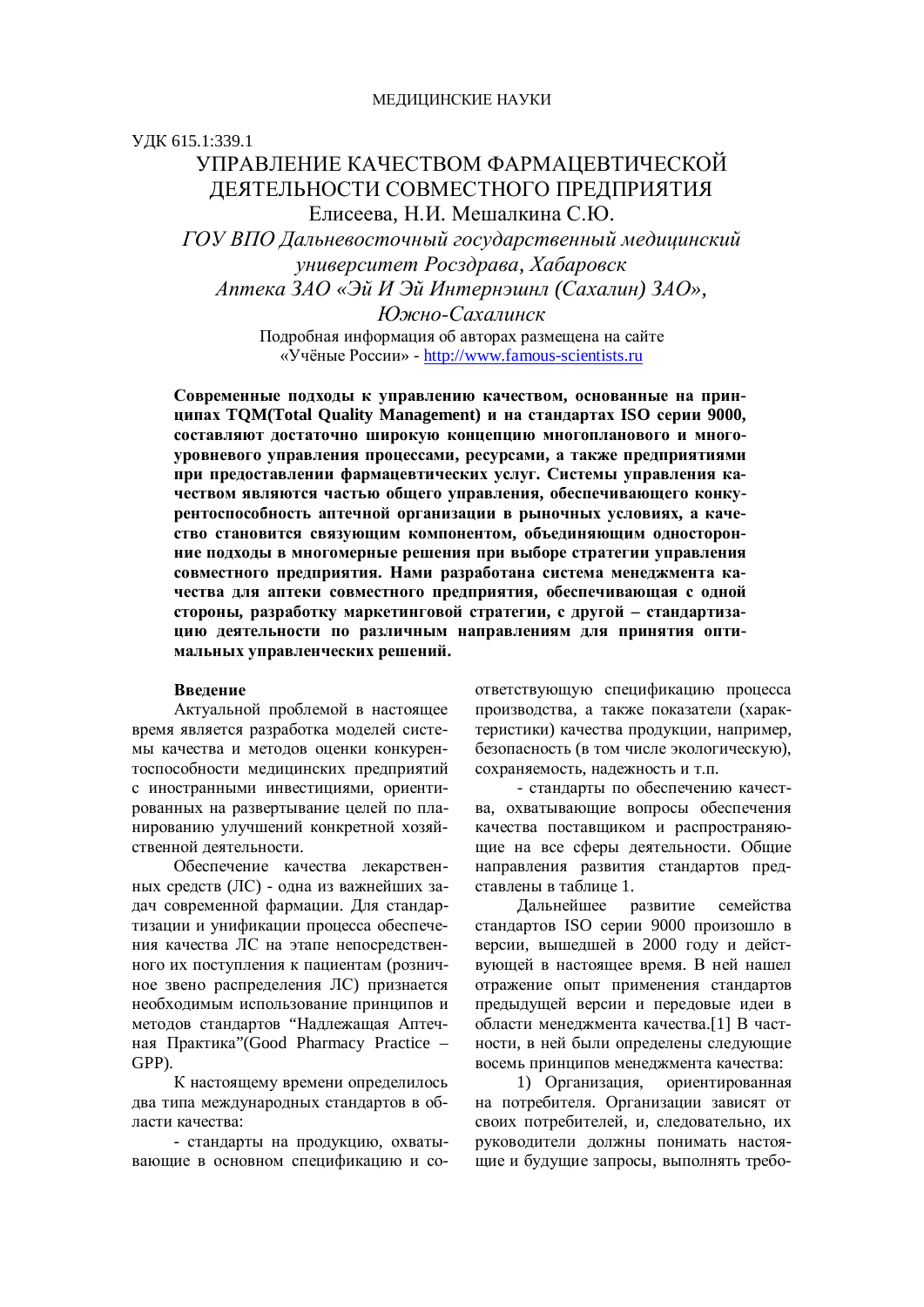МЕДИЦИНСКИЕ НАУКИ

УДК 615.1:339.1

# УПРАВЛЕНИЕ КАЧЕСТВОМ ФАРМАЦЕВТИЧЕСКОЙ ДЕЯТЕЛЬНОСТИ СОВМЕСТНОГО ПРЕДПРИЯТИЯ

Елисеева, Н.И. Мешалкина С.Ю.

*ГОУ ВПО Дальневосточный государственный медицинский университет Росздрава, Хабаровск*

*Аптека ЗАО «Эй И Эй Интернэшнл (Сахалин) ЗАО», Южно-Сахалинск*

Подробная информация об авторах размещена на сайте «Учёные России» - http://www.famous-scientists.ru

**Современные подходы к управлению качеством, основанные на принципах TQM(Total Quality Management) и на стандартах ISO серии 9000, составляют достаточно широкую концепцию многопланового и многоуровневого управления процессами, ресурсами, а также предприятиями при предоставлении фармацевтических услуг. Системы управления качеством являются частью общего управления, обеспечивающего конкурентоспособность аптечной организации в рыночных условиях, а качество становится связующим компонентом, объединяющим односторонние подходы в многомерные решения при выборе стратегии управления совместного предприятия. Нами разработана система менеджмента качества для аптеки совместного предприятия, обеспечивающая с одной стороны, разработку маркетинговой стратегии, с другой – стандартизацию деятельности по различным направлениям для принятия оптимальных управленческих решений.**

## Введение

Актуальной проблемой в настоящее время является разработка моделей системы качества и методов оценки конкурентоспособности медицинских предприятий с иностранными инвестициями, ориентированных на развертывание целей по планированию улучшений конкретной хозяйственной деятельности.

Обеспечение качества лекарственных средств (ЛС) - одна из важнейших задач современной фармации. Для стандартизации и унификации процесса обеспечения качества ЛС на этапе непосредственного их поступления к пациентам (розничное звено распределения ЛС) признается необходимым использование принципов и методов стандартов "Надлежащая Аптечная Практика"(Good Pharmacy Practice – GPP).

К настоящему времени определилось два типа международных стандартов в области качества:

- стандарты на продукцию, охватывающие в основном спецификацию и соответствующую спецификацию процесса производства, а также показатели (характеристики) качества продукции, например, безопасность (в том числе экологическую), сохраняемость, надежность и т.п.

- стандарты по обеспечению качества, охватывающие вопросы обеспечения качества поставщиком и распространяющие на все сферы деятельности. Общие направления развития стандартов представлены в таблице 1.

Дальнейшее развитие семейства стандартов ISO серии 9000 произошло в версии, вышедшей в 2000 году и действующей в настоящее время. В ней нашел отражение опыт применения стандартов предыдущей версии и передовые идеи в области менеджмента качества.[1] В частности, в ней были определены следующие восемь принципов менеджмента качества:

1) Организация, ориентированная на потребителя. Организации зависят от своих потребителей, и, следовательно, их руководители должны понимать настоящие и будущие запросы, выполнять требо-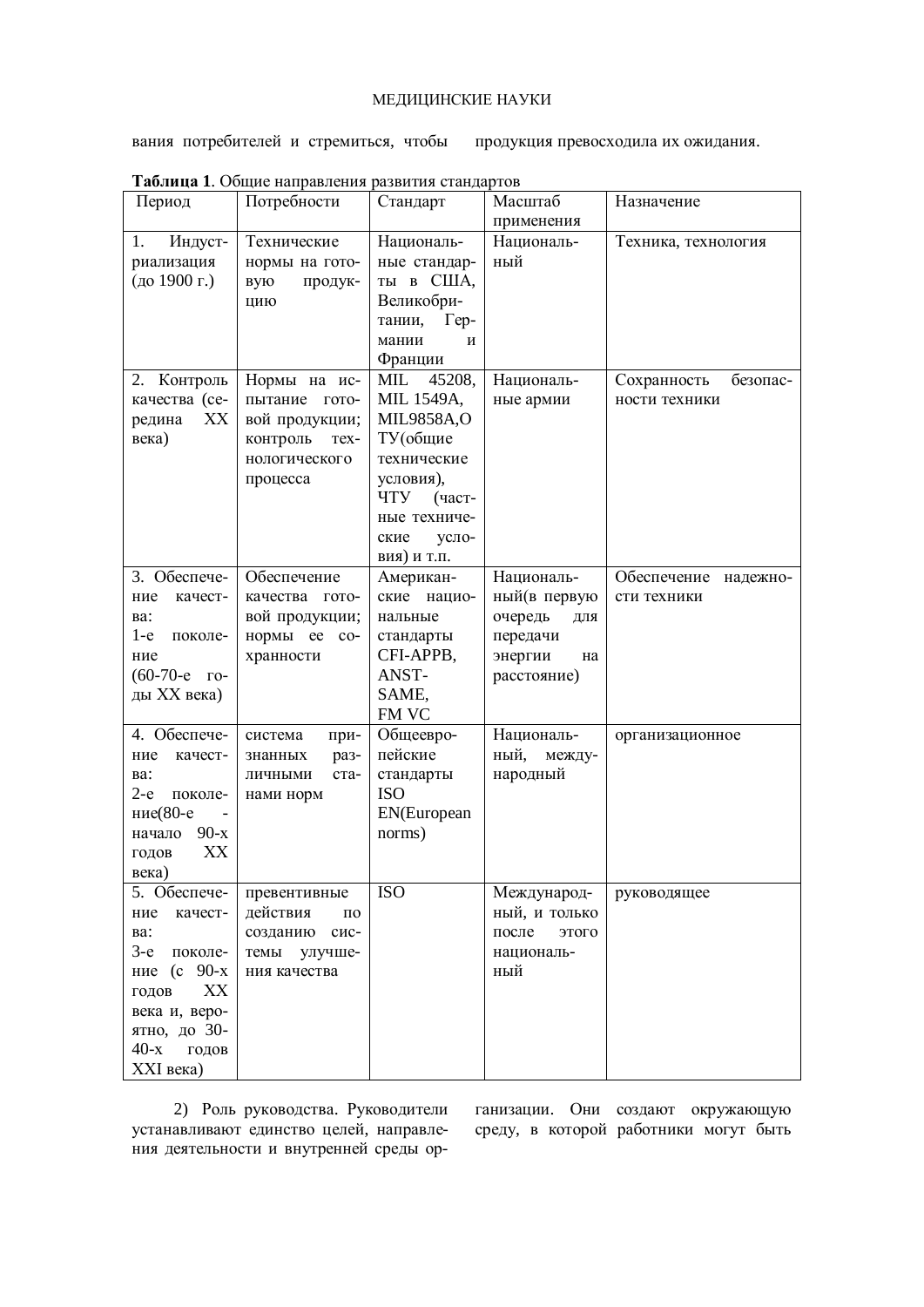вания потребителей и стремиться, чтобы продукция превосходила их ожидания.

**Таблица 1**. Общие направления развития стандартов

| Период | Потребности | Стандарт | Масштаб применения | Назначение |
|---|---|---|---|---|
| 1. Индустриализация (до 1900 г.) | Технические нормы на готовую продукцию | Национальные стандарты в США, Великобритании, Германии и Франции | Национальный | Техника, технология |
| 2. Контроль качества (середина XX века) | Нормы на испытание готовой продукции; контроль технологического процесса | MIL 45208, MIL 1549A, MIL9858A,ОТУ(общие технические условия), ЧТУ (частные технические условия) и т.п. | Национальные армии | Сохранность безопасности техники |
| 3. Обеспечение качества: 1-е поколение (60-70-е годы XX века) | Обеспечение качества готовой продукции; нормы ее сохранности | Американские национальные стандарты CFI-APPB, ANST-SAME, FM VC | Национальный(в первую очередь для передачи энергии на расстояние) | Обеспечение надежности техники |
| 4. Обеспечение качества: 2-е поколение(80-е - начало 90-х годов XX века) | система признанных различными станами норм | Общеевропейские стандарты ISO EN(European norms) | Национальный, международный | организационное |
| 5. Обеспечение качества: 3-е поколение (с 90-х годов XX века и, вероятно, до 30-40-х годов XXI века) | превентивные действия по созданию системы улучшения качества | ISO | Международный, и только после этого национальный | руководящее |

2) Роль руководства. Руководители устанавливают единство целей, направления деятельности и внутренней среды организации. Они создают окружающую среду, в которой работники могут быть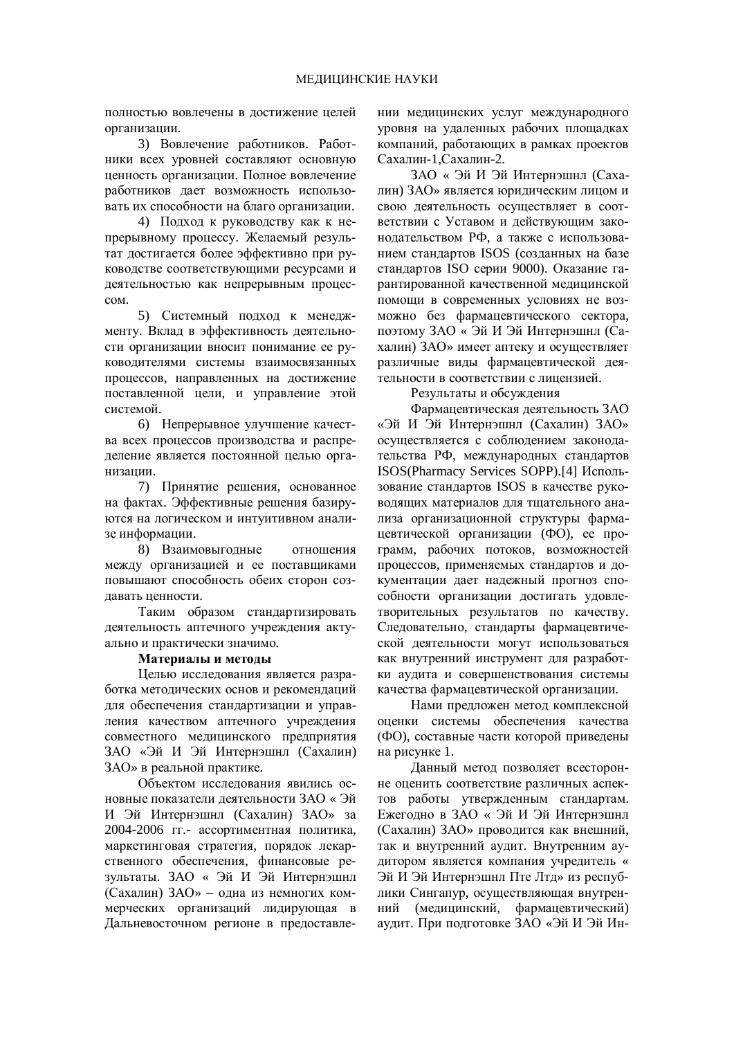полностью вовлечены в достижение целей организации.

3) Вовлечение работников. Работники всех уровней составляют основную ценность организации. Полное вовлечение работников дает возможность использовать их способности на благо организации.

4) Подход к руководству как к непрерывному процессу. Желаемый результат достигается более эффективно при руководстве соответствующими ресурсами и деятельностью как непрерывным процессом.

5) Системный подход к менеджменту. Вклад в эффективность деятельности организации вносит понимание ее руководителями системы взаимосвязанных процессов, направленных на достижение поставленной цели, и управление этой системой.

6) Непрерывное улучшение качества всех процессов производства и распределение является постоянной целью организации.

7) Принятие решения, основанное на фактах. Эффективные решения базируются на логическом и интуитивном анализе информации.

8) Взаимовыгодные отношения между организацией и ее поставщиками повышают способность обеих сторон создавать ценности.

Таким образом стандартизировать деятельность аптечного учреждения актуально и практически значимо.

**Материалы и методы**

Целью исследования является разработка методических основ и рекомендаций для обеспечения стандартизации и управления качеством аптечного учреждения совместного медицинского предприятия ЗАО «Эй И Эй Интернэшнл (Сахалин) ЗАО» в реальной практике.

Объектом исследования явились основные показатели деятельности ЗАО « Эй И Эй Интернэшнл (Сахалин) ЗАО» за 2004-2006 гг.- ассортиментная политика, маркетинговая стратегия, порядок лекарственного обеспечения, финансовые результаты. ЗАО « Эй И Эй Интернэшнл (Сахалин) ЗАО» – одна из немногих коммерческих организаций лидирующая в Дальневосточном регионе в предоставлении медицинских услуг международного уровня на удаленных рабочих площадках компаний, работающих в рамках проектов Сахалин-1,Сахалин-2.

ЗАО « Эй И Эй Интернэшнл (Сахалин) ЗАО» является юридическим лицом и свою деятельность осуществляет в соответствии с Уставом и действующим законодательством РФ, а также с использованием стандартов ISOS (созданных на базе стандартов ISO серии 9000). Оказание гарантированной качественной медицинской помощи в современных условиях не возможно без фармацевтического сектора, поэтому ЗАО « Эй И Эй Интернэшнл (Сахалин) ЗАО» имеет аптеку и осуществляет различные виды фармацевтической деятельности в соответствии с лицензией.

Результаты и обсуждения

Фармацевтическая деятельность ЗАО «Эй И Эй Интернэшнл (Сахалин) ЗАО» осуществляется с соблюдением законодательства РФ, международных стандартов ISOS(Pharmacy Services SOPP).[4] Использование стандартов ISOS в качестве руководящих материалов для тщательного анализа организационной структуры фармацевтической организации (ФО), ее программ, рабочих потоков, возможностей процессов, применяемых стандартов и документации дает надежный прогноз способности организации достигать удовлетворительных результатов по качеству. Следовательно, стандарты фармацевтической деятельности могут использоваться как внутренний инструмент для разработки аудита и совершенствования системы качества фармацевтической организации.

Нами предложен метод комплексной оценки системы обеспечения качества (ФО), составные части которой приведены на рисунке 1.

Данный метод позволяет всесторонне оценить соответствие различных аспектов работы утвержденным стандартам. Ежегодно в ЗАО « Эй И Эй Интернэшнл (Сахалин) ЗАО» проводится как внешний, так и внутренний аудит. Внутренним аудитором является компания учредитель « Эй И Эй Интернэшнл Пте Лтд» из республики Сингапур, осуществляющая внутренний (медицинский, фармацевтический) аудит. При подготовке ЗАО «Эй И Эй Ин-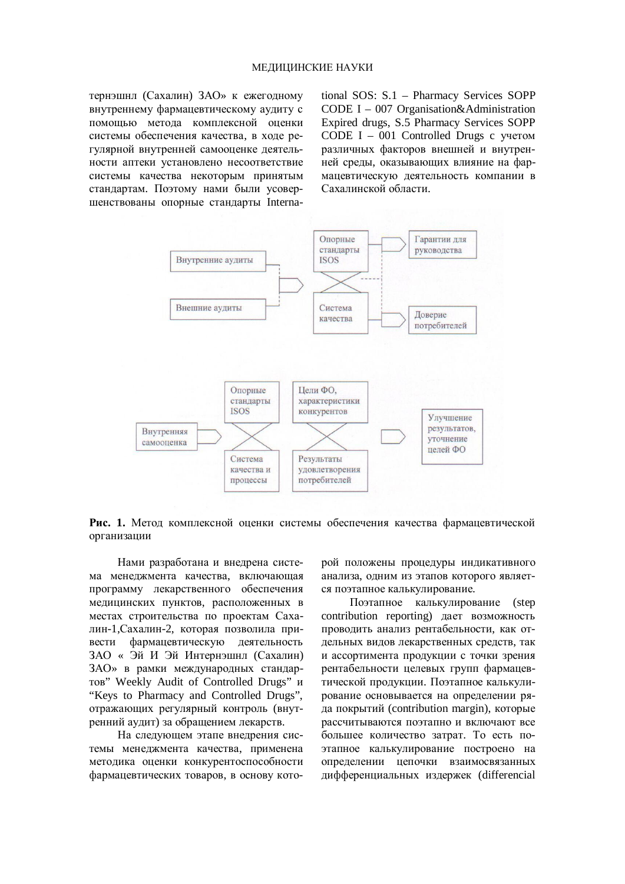тернэшнл (Сахалин) ЗАО» к ежегодному внутреннему фармацевтическому аудиту с помощью метода комплексной оценки системы обеспечения качества, в ходе регулярной внутренней самооценке деятельности аптеки установлено несоответствие системы качества некоторым принятым стандартам. Поэтому нами были усовершенствованы опорные стандарты International SOS: S.1 – Pharmacy Services SOPP CODE I – 007 Organisation&Administration Expired drugs, S.5 Pharmacy Services SOPP CODE I – 001 Controlled Drugs с учетом различных факторов внешней и внутренней среды, оказывающих влияние на фармацевтическую деятельность компании в Сахалинской области.

Внутренние аудиты

Внешние аудиты

Опорные стандарты ISOS

Система качества

Гарантии для руководства

Доверие потребителей

Внутренняя самооценка

Опорные стандарты ISOS

Система качества и процессы

Цели ФО, характеристики конкурентов

Результаты удовлетворения потребителей

Улучшение результатов, уточнение целей ФО

**Рис. 1.** Метод комплексной оценки системы обеспечения качества фармацевтической организации

Нами разработана и внедрена система менеджмента качества, включающая программу лекарственного обеспечения медицинских пунктов, расположенных в местах строительства по проектам Сахалин-1,Сахалин-2, которая позволила привести фармацевтическую деятельность ЗАО « Эй И Эй Интернэшнл (Сахалин) ЗАО» в рамки международных стандартов" Weekly Audit of Controlled Drugs" и "Keys to Pharmacy and Controlled Drugs", отражающих регулярный контроль (внутренний аудит) за обращением лекарств.

На следующем этапе внедрения системы менеджмента качества, применена методика оценки конкурентоспособности фармацевтических товаров, в основу которой положены процедуры индикативного анализа, одним из этапов которого является поэтапное калькулирование.

Поэтапное калькулирование (step contribution reporting) дает возможность проводить анализ рентабельности, как отдельных видов лекарственных средств, так и ассортимента продукции с точки зрения рентабельности целевых групп фармацевтической продукции. Поэтапное калькулирование основывается на определении ряда покрытий (contribution margin), которые рассчитываются поэтапно и включают все большее количество затрат. То есть поэтапное калькулирование построено на определении цепочки взаимосвязанных дифференциальных издержек (differencial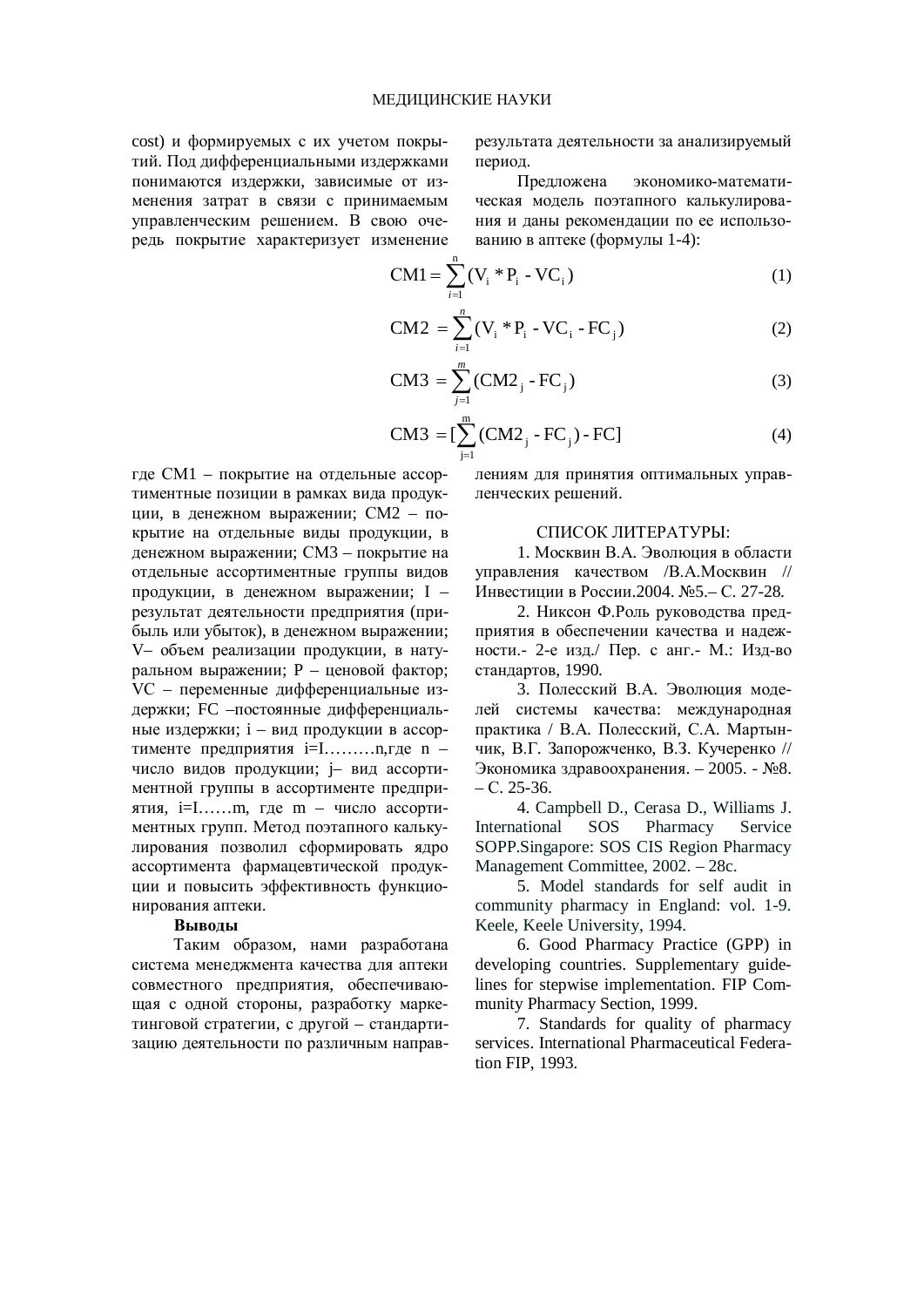cost) и формируемых с их учетом покрытий. Под дифференциальными издержками понимаются издержки, зависимые от изменения затрат в связи с принимаемым управленческим решением. В свою очередь покрытие характеризует изменение результата деятельности за анализируемый период.

Предложена экономико-математическая модель поэтапного калькулирования и даны рекомендации по ее использованию в аптеке (формулы 1-4):

$$CM1 = \sum_{i=1}^{n} (V_i * P_i - VC_i) \quad (1)$$

$$CM2 = \sum_{i=1}^{n} (V_i * P_i - VC_i - FC_j) \quad (2)$$

$$CM3 = \sum_{j=1}^{m} (CM2_j - FC_j) \quad (3)$$

$$CM3 = [\sum_{j=1}^{m} (CM2_j - FC_j) - FC] \quad (4)$$

где CM1 – покрытие на отдельные ассортиментные позиции в рамках вида продукции, в денежном выражении; CM2 – покрытие на отдельные виды продукции, в денежном выражении; CM3 – покрытие на отдельные ассортиментные группы видов продукции, в денежном выражении; I – результат деятельности предприятия (прибыль или убыток), в денежном выражении; V– объем реализации продукции, в натуральном выражении; P – ценовой фактор; VC – переменные дифференциальные издержки; FC –постоянные дифференциальные издержки; i – вид продукции в ассортименте предприятия i=I………n,где n – число видов продукции; j– вид ассортиментной группы в ассортименте предприятия, i=I……m, где m – число ассортиментных групп. Метод поэтапного калькулирования позволил сформировать ядро ассортимента фармацевтической продукции и повысить эффективность функционирования аптеки.

**Выводы**

Таким образом, нами разработана система менеджмента качества для аптеки совместного предприятия, обеспечивающая с одной стороны, разработку маркетинговой стратегии, с другой – стандартизацию деятельности по различным направлениям для принятия оптимальных управленческих решений.

## СПИСОК ЛИТЕРАТУРЫ:

1. Москвин В.А. Эволюция в области управления качеством /В.А.Москвин // Инвестиции в России.2004. №5.– С. 27-28.
2. Никсон Ф.Роль руководства предприятия в обеспечении качества и надежности.- 2-е изд./ Пер. с анг.- М.: Изд-во стандартов, 1990.
3. Полесский В.А. Эволюция моделей системы качества: международная практика / В.А. Полесский, С.А. Мартынчик, В.Г. Запорожченко, В.З. Кучеренко // Экономика здравоохранения. – 2005. - №8. – С. 25-36.
4. Campbell D., Cerasa D., Williams J. International SOS Pharmacy Service SOPP.Singapore: SOS CIS Region Pharmacy Management Committee, 2002. – 28с.
5. Model standards for self audit in community pharmacy in England: vol. 1-9. Keele, Keele University, 1994.
6. Good Pharmacy Practice (GPP) in developing countries. Supplementary guidelines for stepwise implementation. FIP Community Pharmacy Section, 1999.
7. Standards for quality of pharmacy services. International Pharmaceutical Federation FIP, 1993.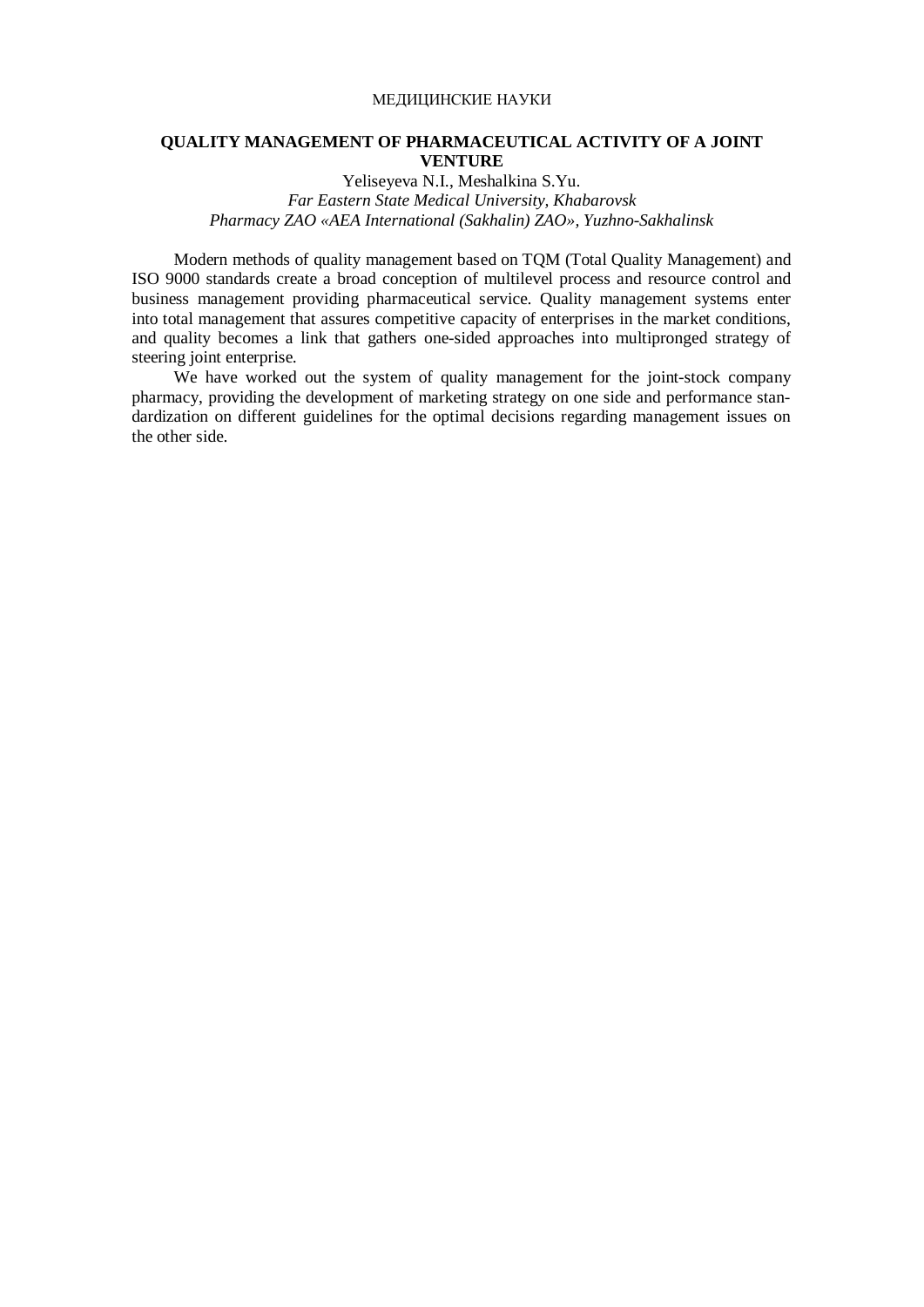МЕДИЦИНСКИЕ НАУКИ

# QUALITY MANAGEMENT OF PHARMACEUTICAL ACTIVITY OF A JOINT VENTURE

Yeliseyeva N.I., Meshalkina S.Yu.

*Far Eastern State Medical University, Khabarovsk*

*Pharmacy ZAO «AEA International (Sakhalin) ZAO», Yuzhno-Sakhalinsk*

Modern methods of quality management based on TQM (Total Quality Management) and ISO 9000 standards create a broad conception of multilevel process and resource control and business management providing pharmaceutical service. Quality management systems enter into total management that assures competitive capacity of enterprises in the market conditions, and quality becomes a link that gathers one-sided approaches into multipronged strategy of steering joint enterprise.

We have worked out the system of quality management for the joint-stock company pharmacy, providing the development of marketing strategy on one side and performance standardization on different guidelines for the optimal decisions regarding management issues on the other side.